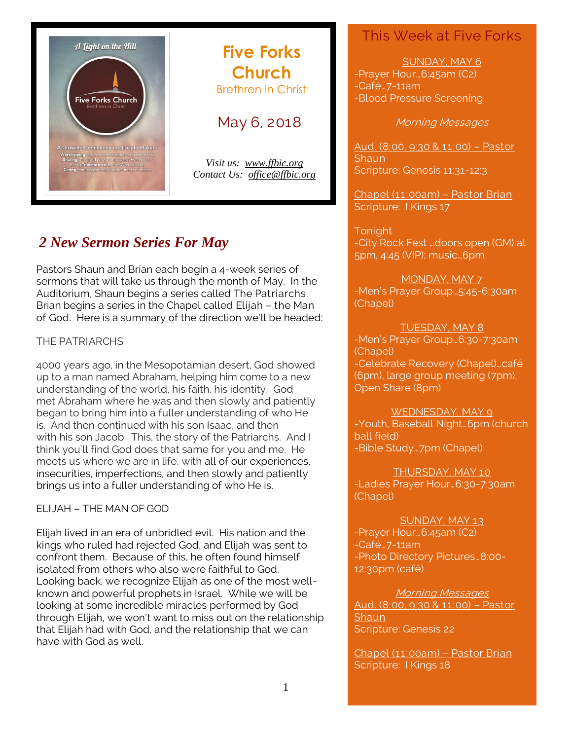# Five Forks Church

Brethren in Christ

May 6, 2018

*Visit us: www.ffbic.org*
*Contact Us: office@ffbic.org*

## *2 New Sermon Series For May*

Pastors Shaun and Brian each begin a 4-week series of sermons that will take us through the month of May. In the Auditorium, Shaun begins a series called The Patriarchs. Brian begins a series in the Chapel called Elijah – the Man of God. Here is a summary of the direction we'll be headed:

THE PATRIARCHS

4000 years ago, in the Mesopotamian desert, God showed up to a man named Abraham, helping him come to a new understanding of the world, his faith, his identity. God met Abraham where he was and then slowly and patiently began to bring him into a fuller understanding of who He is. And then continued with his son Isaac, and then with his son Jacob. This, the story of the Patriarchs. And I think you'll find God does that same for you and me. He meets us where we are in life, with all of our experiences, insecurities, imperfections, and then slowly and patiently brings us into a fuller understanding of who He is.

ELIJAH – THE MAN OF GOD

Elijah lived in an era of unbridled evil. His nation and the kings who ruled had rejected God, and Elijah was sent to confront them. Because of this, he often found himself isolated from others who also were faithful to God. Looking back, we recognize Elijah as one of the most well-known and powerful prophets in Israel. While we will be looking at some incredible miracles performed by God through Elijah, we won't want to miss out on the relationship that Elijah had with God, and the relationship that we can have with God as well.

## This Week at Five Forks

**SUNDAY, MAY 6**

-Prayer Hour…6:45am (C2)
-Café…7-11am
-Blood Pressure Screening

*Morning Messages*

Aud. (8:00, 9:30 & 11:00) – Pastor Shaun
Scripture: Genesis 11:31-12:3

Chapel (11:00am) – Pastor Brian
Scripture: I Kings 17

Tonight
-City Rock Fest …doors open (GM) at 5pm, 4:45 (VIP); music…6pm

**MONDAY, MAY 7**

-Men's Prayer Group…5:45-6:30am (Chapel)

**TUESDAY, MAY 8**

-Men's Prayer Group…6:30-7:30am (Chapel)
-Celebrate Recovery (Chapel)…café (6pm), large group meeting (7pm), Open Share (8pm)

**WEDNESDAY, MAY 9**

-Youth, Baseball Night…6pm (church ball field)
-Bible Study…7pm (Chapel)

**THURSDAY, MAY 10**

-Ladies Prayer Hour…6:30-7:30am (Chapel)

**SUNDAY, MAY 13**

-Prayer Hour…6:45am (C2)
-Café…7-11am
-Photo Directory Pictures…8:00-12:30pm (café)

*Morning Messages*

Aud. (8:00, 9:30 & 11:00) – Pastor Shaun
Scripture: Genesis 22

Chapel (11:00am) – Pastor Brian
Scripture: I Kings 18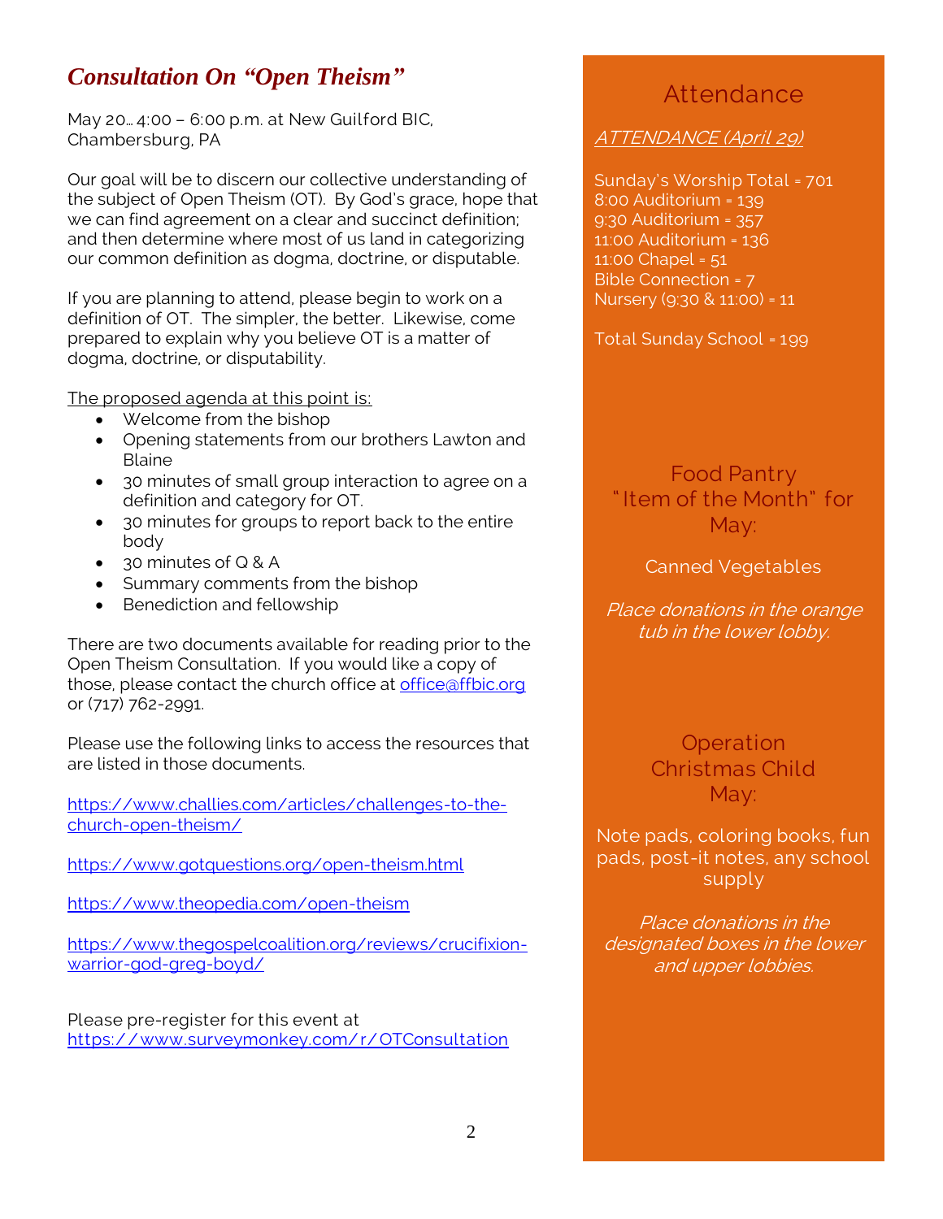## *Consultation On "Open Theism"*

May 20… 4:00 – 6:00 p.m. at New Guilford BIC, Chambersburg, PA

Our goal will be to discern our collective understanding of the subject of Open Theism (OT). By God's grace, hope that we can find agreement on a clear and succinct definition; and then determine where most of us land in categorizing our common definition as dogma, doctrine, or disputable.

If you are planning to attend, please begin to work on a definition of OT. The simpler, the better. Likewise, come prepared to explain why you believe OT is a matter of dogma, doctrine, or disputability.

The proposed agenda at this point is:

- Welcome from the bishop
- Opening statements from our brothers Lawton and Blaine
- 30 minutes of small group interaction to agree on a definition and category for OT.
- 30 minutes for groups to report back to the entire body
- 30 minutes of Q & A
- Summary comments from the bishop
- Benediction and fellowship

There are two documents available for reading prior to the Open Theism Consultation. If you would like a copy of those, please contact the church office at office@ffbic.org or (717) 762-2991.

Please use the following links to access the resources that are listed in those documents.

https://www.challies.com/articles/challenges-to-the-church-open-theism/

https://www.gotquestions.org/open-theism.html

https://www.theopedia.com/open-theism

https://www.thegospelcoalition.org/reviews/crucifixion-warrior-god-greg-boyd/

Please pre-register for this event at https://www.surveymonkey.com/r/OTConsultation

## Attendance

*ATTENDANCE (April 29)*

Sunday's Worship Total = 701
8:00 Auditorium = 139
9:30 Auditorium = 357
11:00 Auditorium = 136
11:00 Chapel = 51
Bible Connection = 7
Nursery (9:30 & 11:00) = 11

Total Sunday School = 199

## Food Pantry "Item of the Month" for May:

Canned Vegetables

*Place donations in the orange tub in the lower lobby.*

## Operation Christmas Child May:

Note pads, coloring books, fun pads, post-it notes, any school supply

*Place donations in the designated boxes in the lower and upper lobbies.*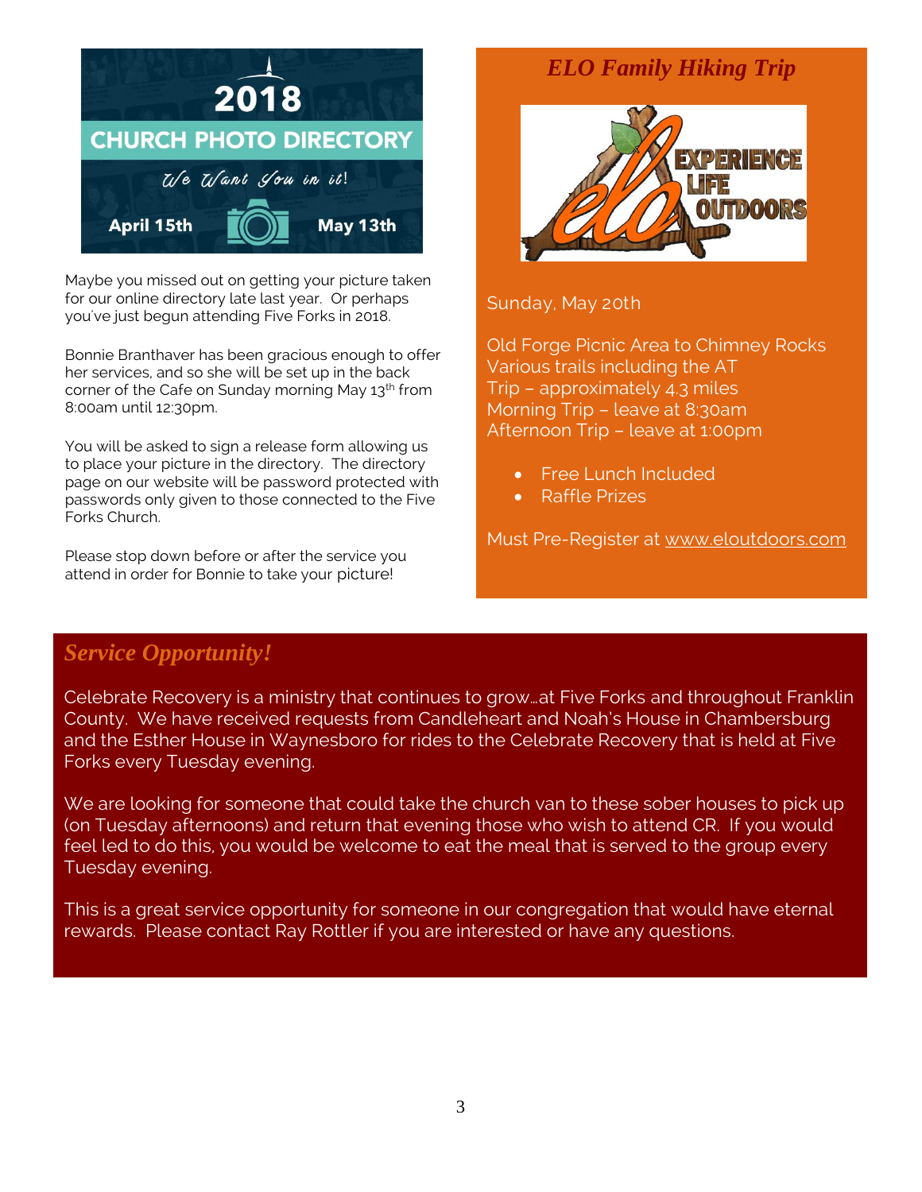## 2018 CHURCH PHOTO DIRECTORY

*We Want You in it!*

April 15th — May 13th

Maybe you missed out on getting your picture taken for our online directory late last year. Or perhaps you've just begun attending Five Forks in 2018.

Bonnie Branthaver has been gracious enough to offer her services, and so she will be set up in the back corner of the Cafe on Sunday morning May 13th from 8:00am until 12:30pm.

You will be asked to sign a release form allowing us to place your picture in the directory. The directory page on our website will be password protected with passwords only given to those connected to the Five Forks Church.

Please stop down before or after the service you attend in order for Bonnie to take your picture!

## *ELO Family Hiking Trip*

elo — EXPERIENCE LIFE OUTDOORS

Sunday, May 20th

Old Forge Picnic Area to Chimney Rocks
Various trails including the AT
Trip – approximately 4.3 miles
Morning Trip – leave at 8:30am
Afternoon Trip – leave at 1:00pm

- Free Lunch Included
- Raffle Prizes

Must Pre-Register at www.eloutdoors.com

## *Service Opportunity!*

Celebrate Recovery is a ministry that continues to grow…at Five Forks and throughout Franklin County. We have received requests from Candleheart and Noah's House in Chambersburg and the Esther House in Waynesboro for rides to the Celebrate Recovery that is held at Five Forks every Tuesday evening.

We are looking for someone that could take the church van to these sober houses to pick up (on Tuesday afternoons) and return that evening those who wish to attend CR. If you would feel led to do this, you would be welcome to eat the meal that is served to the group every Tuesday evening.

This is a great service opportunity for someone in our congregation that would have eternal rewards. Please contact Ray Rottler if you are interested or have any questions.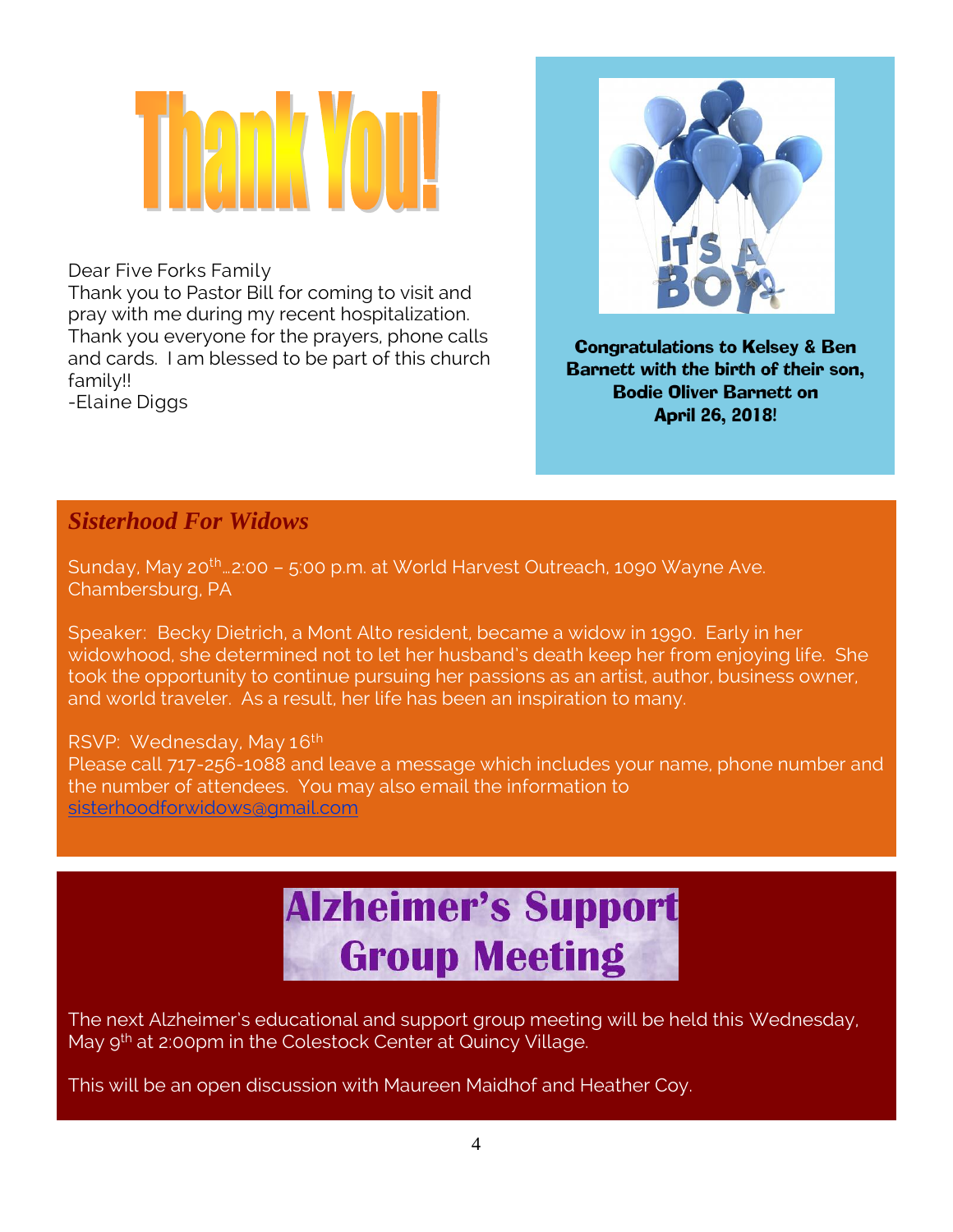# Thank You!

Dear Five Forks Family
Thank you to Pastor Bill for coming to visit and pray with me during my recent hospitalization. Thank you everyone for the prayers, phone calls and cards. I am blessed to be part of this church family!!
-Elaine Diggs

IT'S A BOY

**Congratulations to Kelsey & Ben Barnett with the birth of their son, Bodie Oliver Barnett on April 26, 2018!**

## *Sisterhood For Widows*

Sunday, May 20th…2:00 – 5:00 p.m. at World Harvest Outreach, 1090 Wayne Ave. Chambersburg, PA

Speaker: Becky Dietrich, a Mont Alto resident, became a widow in 1990. Early in her widowhood, she determined not to let her husband's death keep her from enjoying life. She took the opportunity to continue pursuing her passions as an artist, author, business owner, and world traveler. As a result, her life has been an inspiration to many.

RSVP: Wednesday, May 16th
Please call 717-256-1088 and leave a message which includes your name, phone number and the number of attendees. You may also email the information to sisterhoodforwidows@gmail.com

## Alzheimer's Support Group Meeting

The next Alzheimer's educational and support group meeting will be held this Wednesday, May 9th at 2:00pm in the Colestock Center at Quincy Village.

This will be an open discussion with Maureen Maidhof and Heather Coy.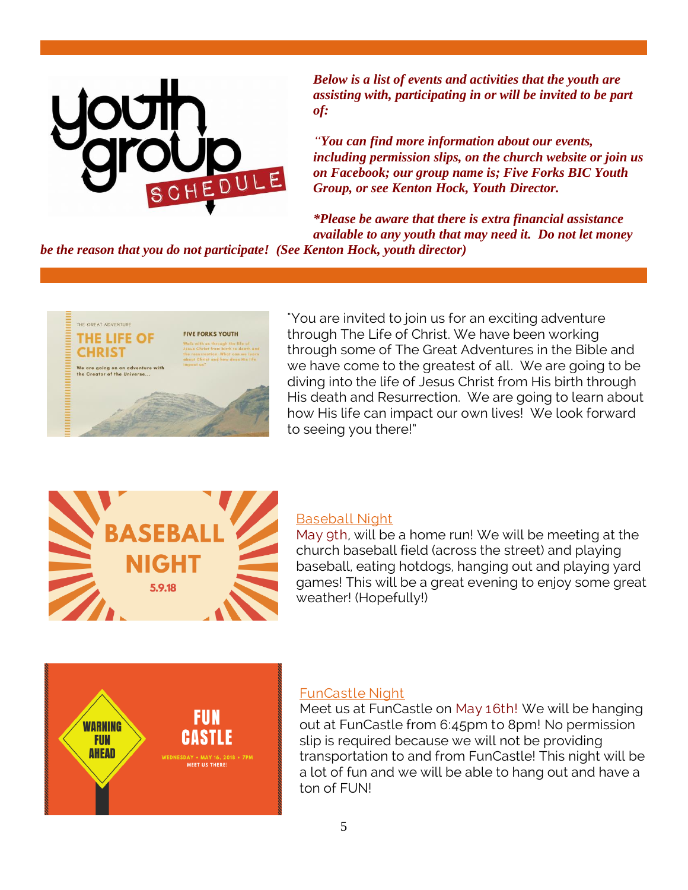***Below is a list of events and activities that the youth are assisting with, participating in or will be invited to be part of:***

***"You can find more information about our events, including permission slips, on the church website or join us on Facebook; our group name is; Five Forks BIC Youth Group, or see Kenton Hock, Youth Director.***

***\*Please be aware that there is extra financial assistance available to any youth that may need it. Do not let money be the reason that you do not participate! (See Kenton Hock, youth director)***

"You are invited to join us for an exciting adventure through The Life of Christ. We have been working through some of The Great Adventures in the Bible and we have come to the greatest of all. We are going to be diving into the life of Jesus Christ from His birth through His death and Resurrection. We are going to learn about how His life can impact our own lives! We look forward to seeing you there!"

Baseball Night
May 9th, will be a home run! We will be meeting at the church baseball field (across the street) and playing baseball, eating hotdogs, hanging out and playing yard games! This will be a great evening to enjoy some great weather! (Hopefully!)

FunCastle Night
Meet us at FunCastle on May 16th! We will be hanging out at FunCastle from 6:45pm to 8pm! No permission slip is required because we will not be providing transportation to and from FunCastle! This night will be a lot of fun and we will be able to hang out and have a ton of FUN!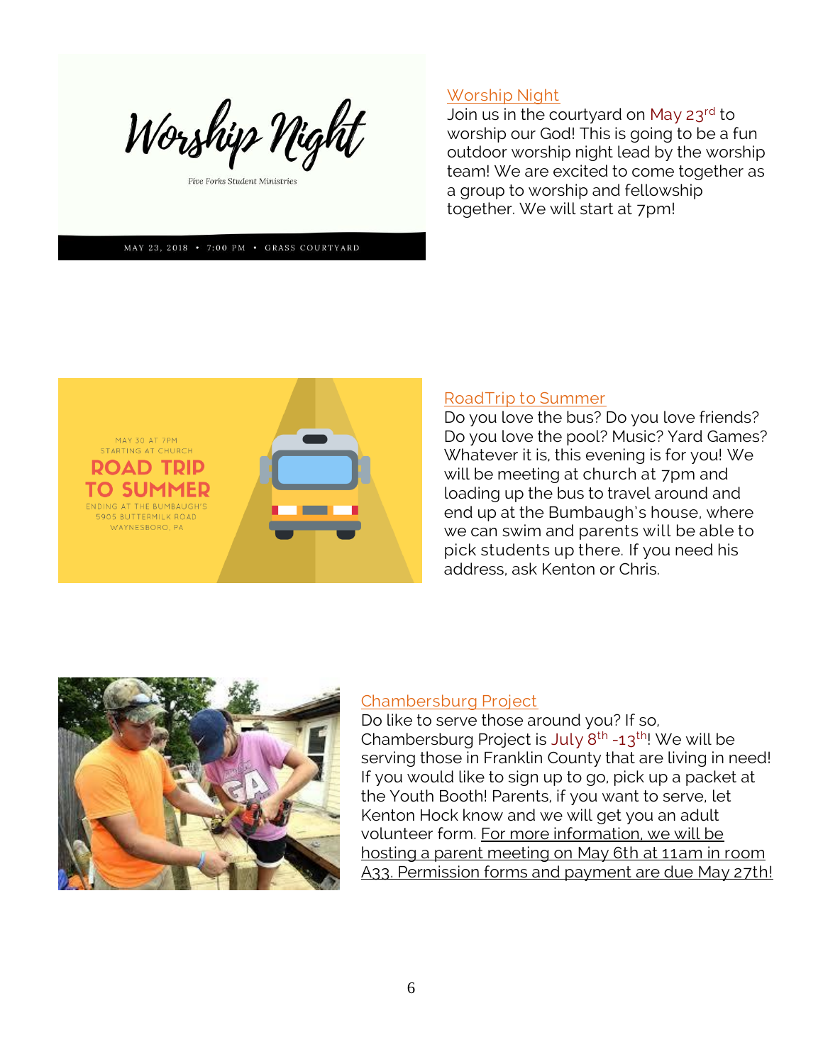Worship Night

Five Forks Student Ministries

MAY 23, 2018 • 7:00 PM • GRASS COURTYARD

## Worship Night

Join us in the courtyard on May 23rd to worship our God! This is going to be a fun outdoor worship night lead by the worship team! We are excited to come together as a group to worship and fellowship together. We will start at 7pm!

MAY 30 AT 7PM
STARTING AT CHURCH
ROAD TRIP TO SUMMER
ENDING AT THE BUMBAUGH'S
5905 BUTTERMILK ROAD
WAYNESBORO, PA

## RoadTrip to Summer

Do you love the bus? Do you love friends? Do you love the pool? Music? Yard Games? Whatever it is, this evening is for you! We will be meeting at church at 7pm and loading up the bus to travel around and end up at the Bumbaugh's house, where we can swim and parents will be able to pick students up there. If you need his address, ask Kenton or Chris.

## Chambersburg Project

Do like to serve those around you? If so, Chambersburg Project is July 8th -13th! We will be serving those in Franklin County that are living in need! If you would like to sign up to go, pick up a packet at the Youth Booth! Parents, if you want to serve, let Kenton Hock know and we will get you an adult volunteer form. For more information, we will be hosting a parent meeting on May 6th at 11am in room A33. Permission forms and payment are due May 27th!